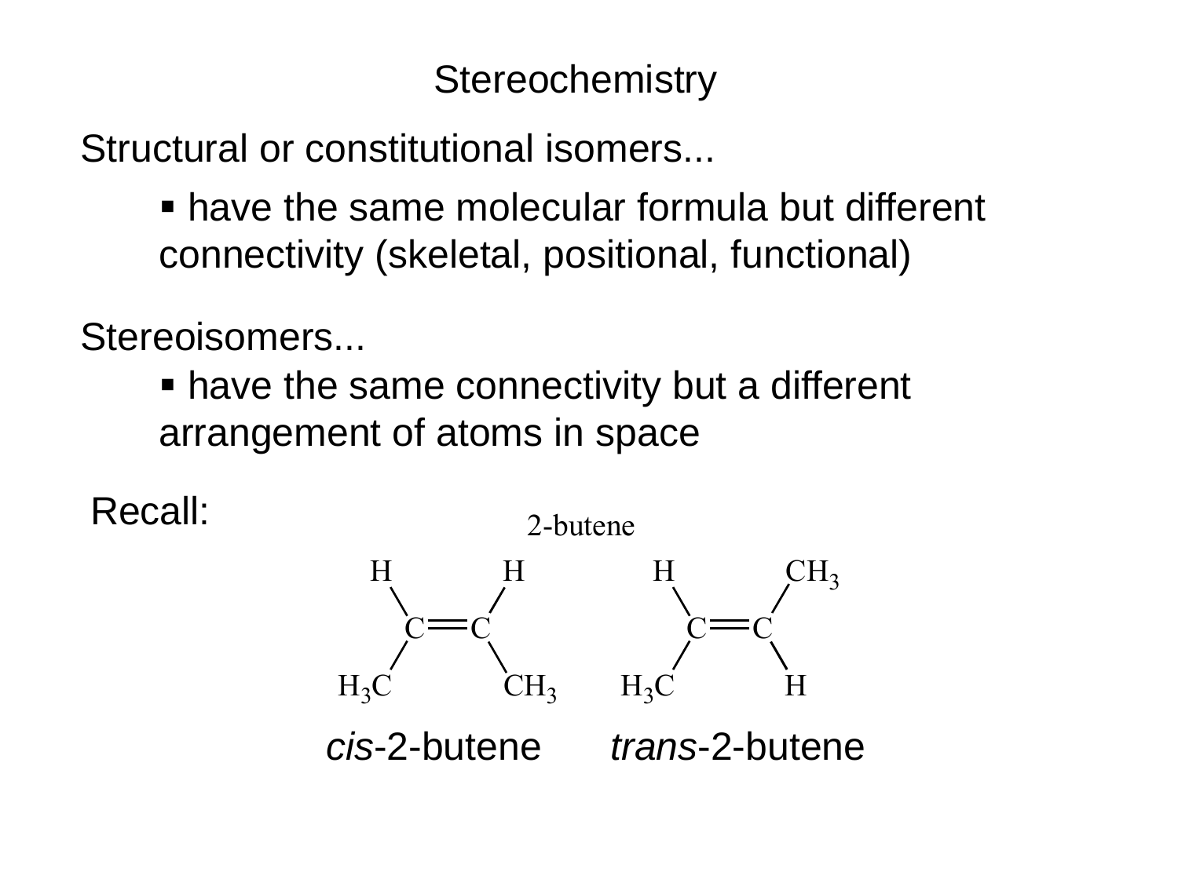# Stereochemistry

Structural or constitutional isomers...

- have the same molecular formula but different connectivity (skeletal, positional, functional)

Stereoisomers...

- have the same connectivity but a different arrangement of atoms in space

Recall:

2-butene

*cis*-2-butene *trans*-2-butene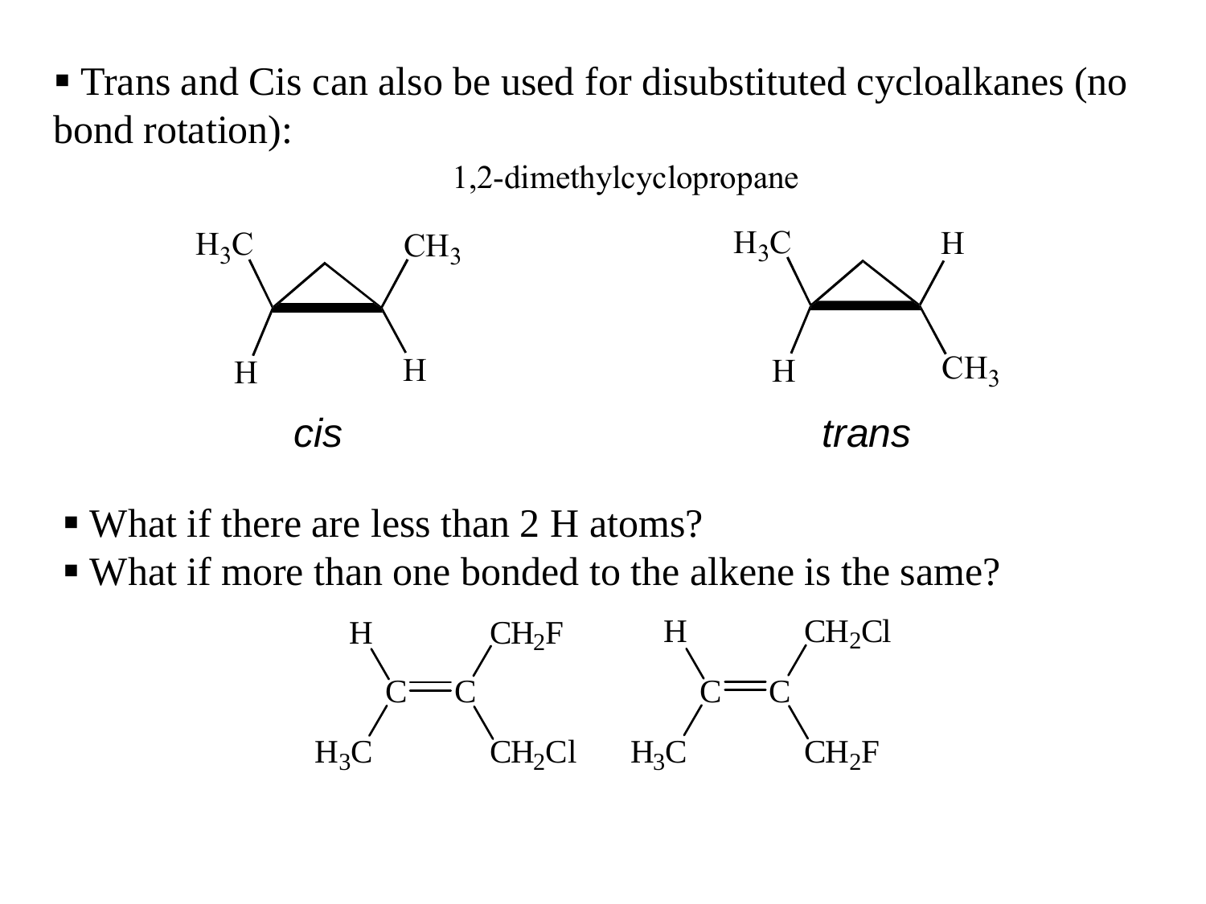- Trans and Cis can also be used for disubstituted cycloalkanes (no bond rotation):

1,2-dimethylcyclopropane

$H_3C$ $CH_3$ / H H — *cis*

$H_3C$ H / H $CH_3$ — *trans*

- What if there are less than 2 H atoms?
- What if more than one bonded to the alkene is the same?

H, $H_3C$ C=C $CH_2F$, $CH_2Cl$

H, $H_3C$ C=C $CH_2Cl$, $CH_2F$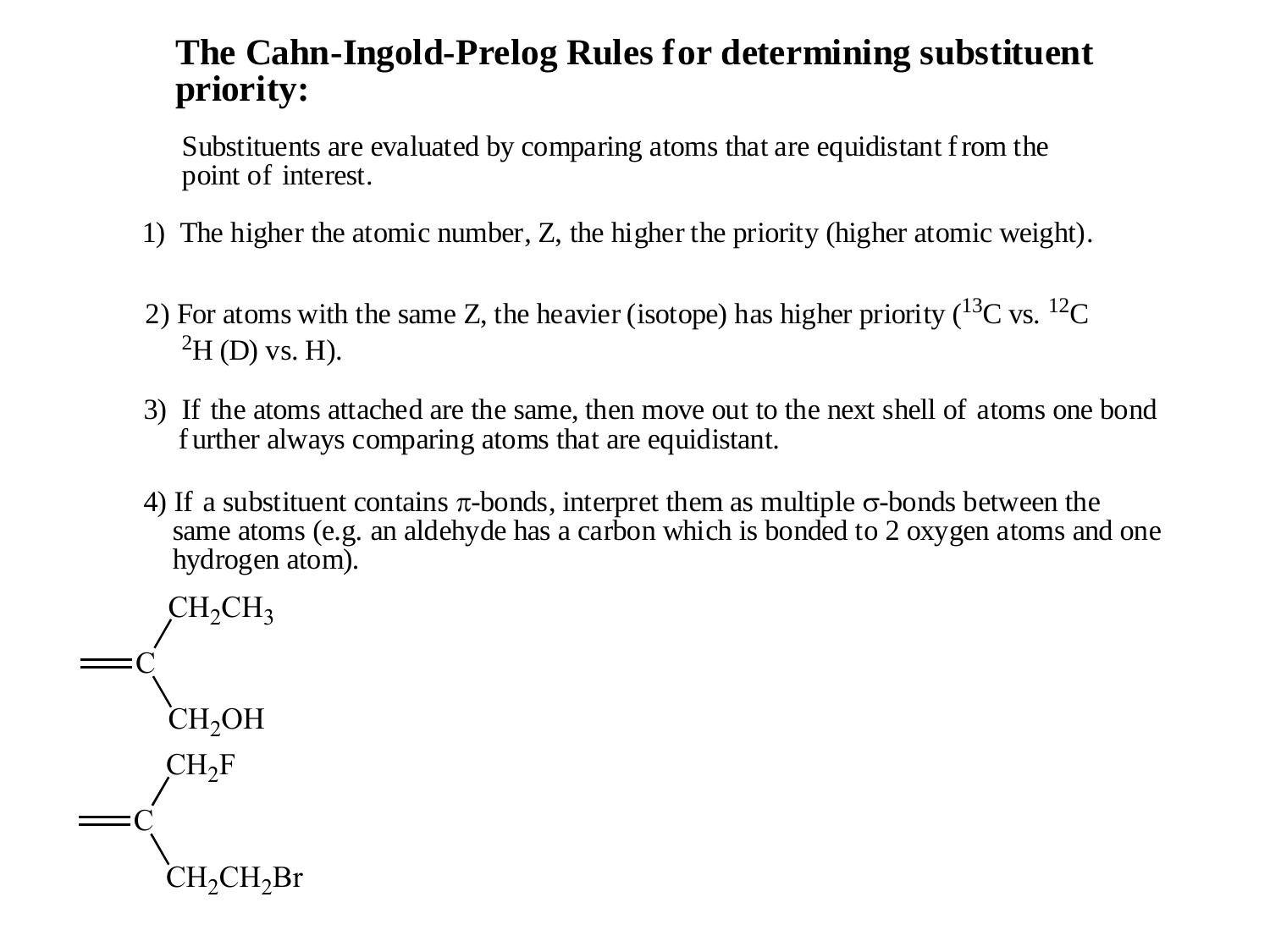## The Cahn-Ingold-Prelog Rules for determining substituent priority:

Substituents are evaluated by comparing atoms that are equidistant from the point of interest.

1) The higher the atomic number, Z, the higher the priority (higher atomic weight).

2) For atoms with the same Z, the heavier (isotope) has higher priority ($^{13}C$ vs. $^{12}C$ $^{2}H$ (D) vs. H).

3) If the atoms attached are the same, then move out to the next shell of atoms one bond further always comparing atoms that are equidistant.

4) If a substituent contains π-bonds, interpret them as multiple σ-bonds between the same atoms (e.g. an aldehyde has a carbon which is bonded to 2 oxygen atoms and one hydrogen atom).

$CH_2CH_3$

=C

$CH_2OH$

$CH_2F$

=C

$CH_2CH_2Br$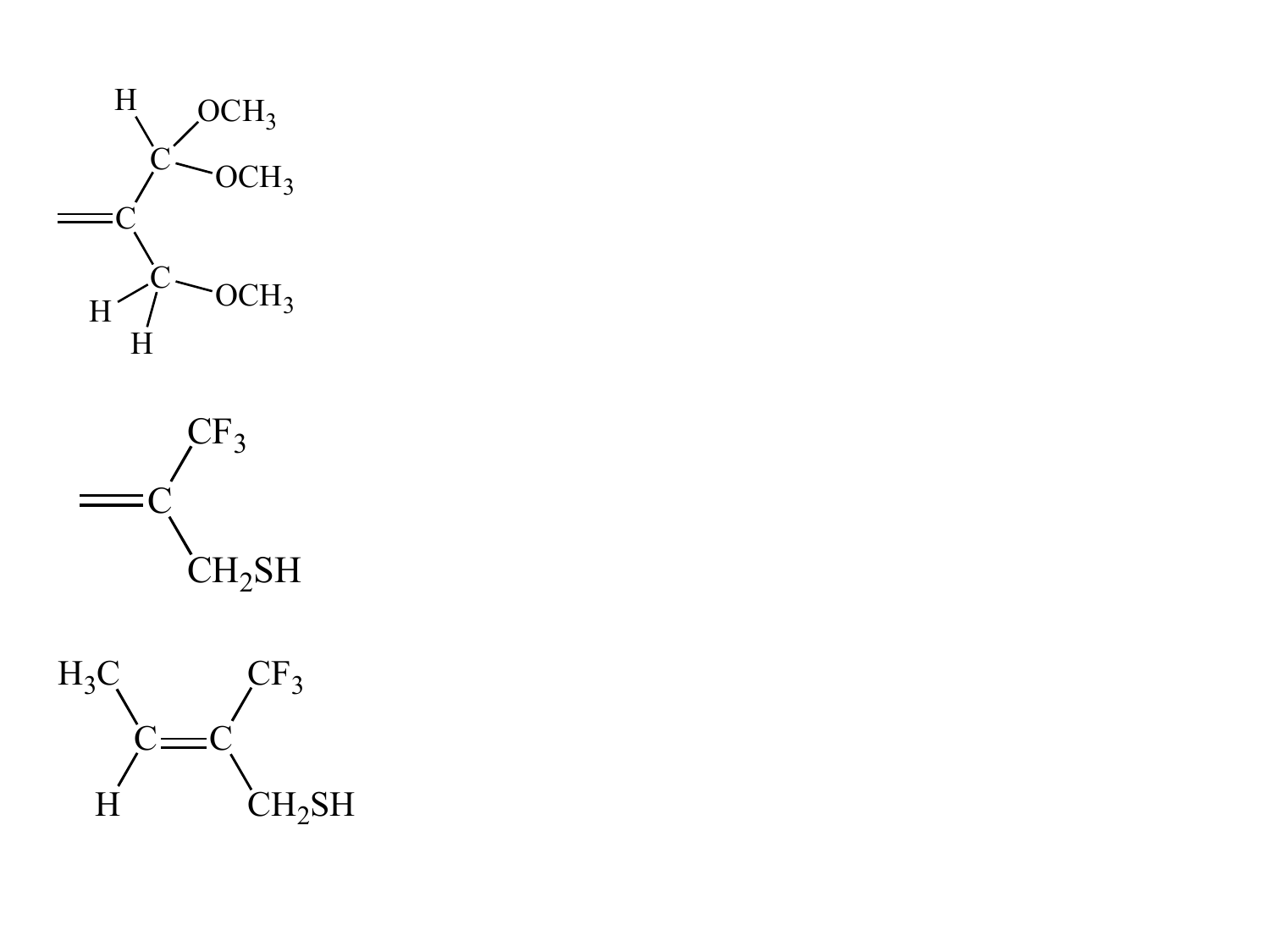H

$OCH_3$

C

$OCH_3$

C

C

$OCH_3$

H

H

$CF_3$

C

$CH_2SH$

$H_3C$

$CF_3$

C

C

H

$CH_2SH$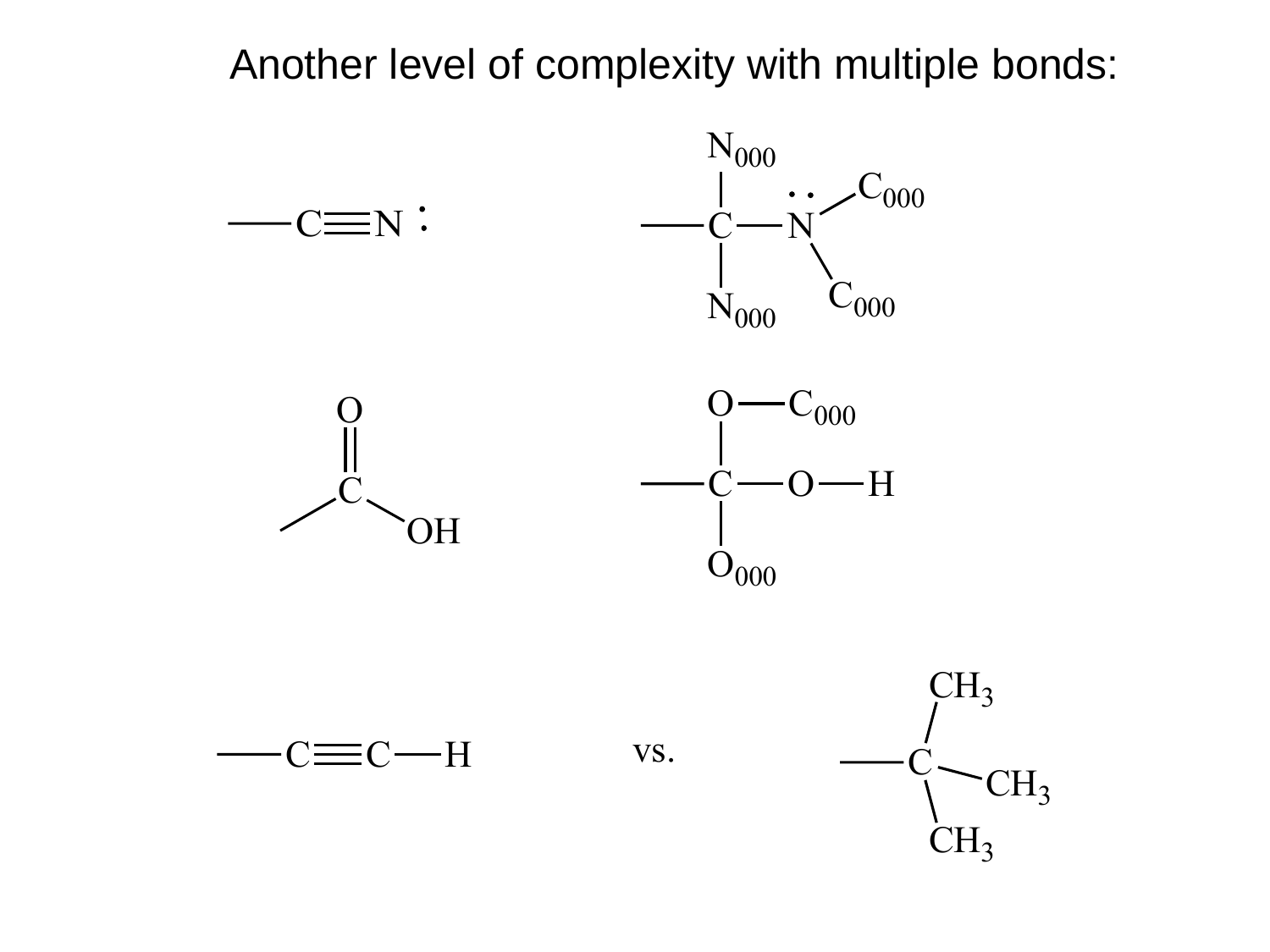# Another level of complexity with multiple bonds:

$$-C\equiv N:$$

$$
\begin{array}{c}
N_{000} \\
| \\
-C-\ddot{N}(C_{000})(C_{000}) \\
| \\
N_{000}
\end{array}
$$

$$
\begin{array}{c}
O \\
\| \\
-C-OH
\end{array}
$$

$$
\begin{array}{c}
O-C_{000} \\
| \\
-C-O-H \\
| \\
O_{000}
\end{array}
$$

$$-C\equiv C-H$$

vs.

$$
\begin{array}{c}
CH_3 \\
| \\
-C-CH_3 \\
| \\
CH_3
\end{array}
$$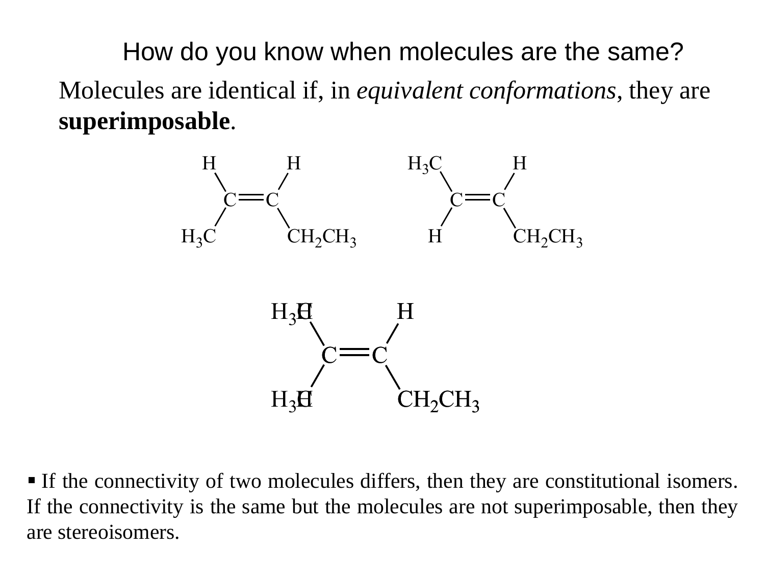# How do you know when molecules are the same?

Molecules are identical if, in *equivalent conformations*, they are **superimposable**.

- If the connectivity of two molecules differs, then they are constitutional isomers. If the connectivity is the same but the molecules are not superimposable, then they are stereoisomers.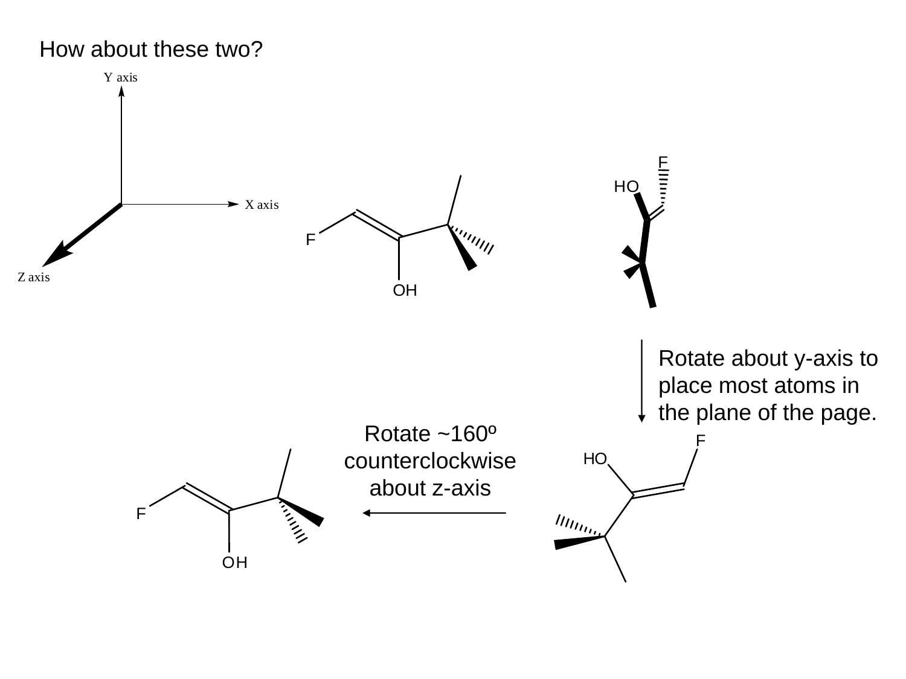How about these two?

Rotate about y-axis to place most atoms in the plane of the page.

Rotate ~160º counterclockwise about z-axis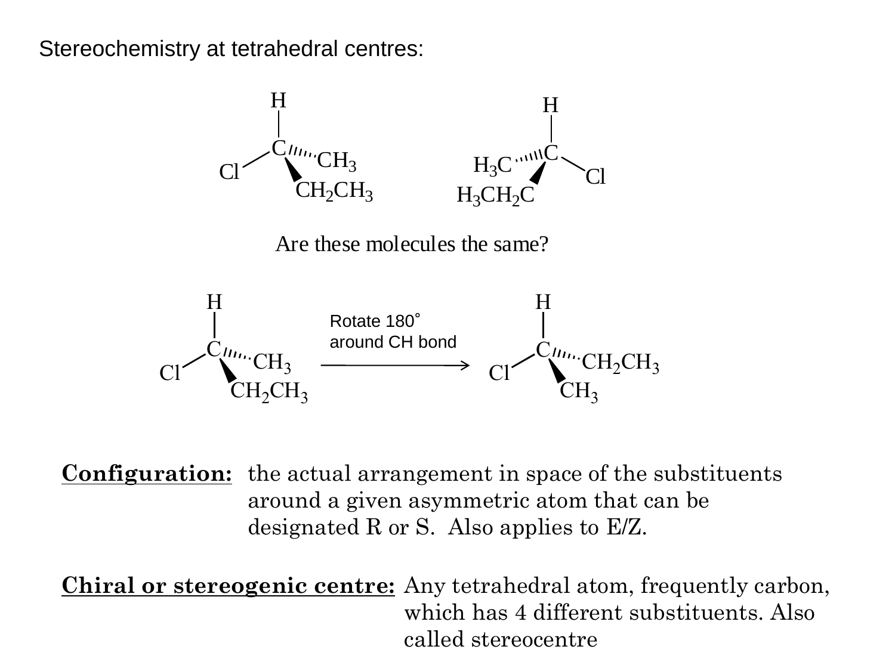Stereochemistry at tetrahedral centres:

Are these molecules the same?

Rotate 180° around CH bond

**Configuration:** the actual arrangement in space of the substituents around a given asymmetric atom that can be designated R or S. Also applies to E/Z.

**Chiral or stereogenic centre:** Any tetrahedral atom, frequently carbon, which has 4 different substituents. Also called stereocentre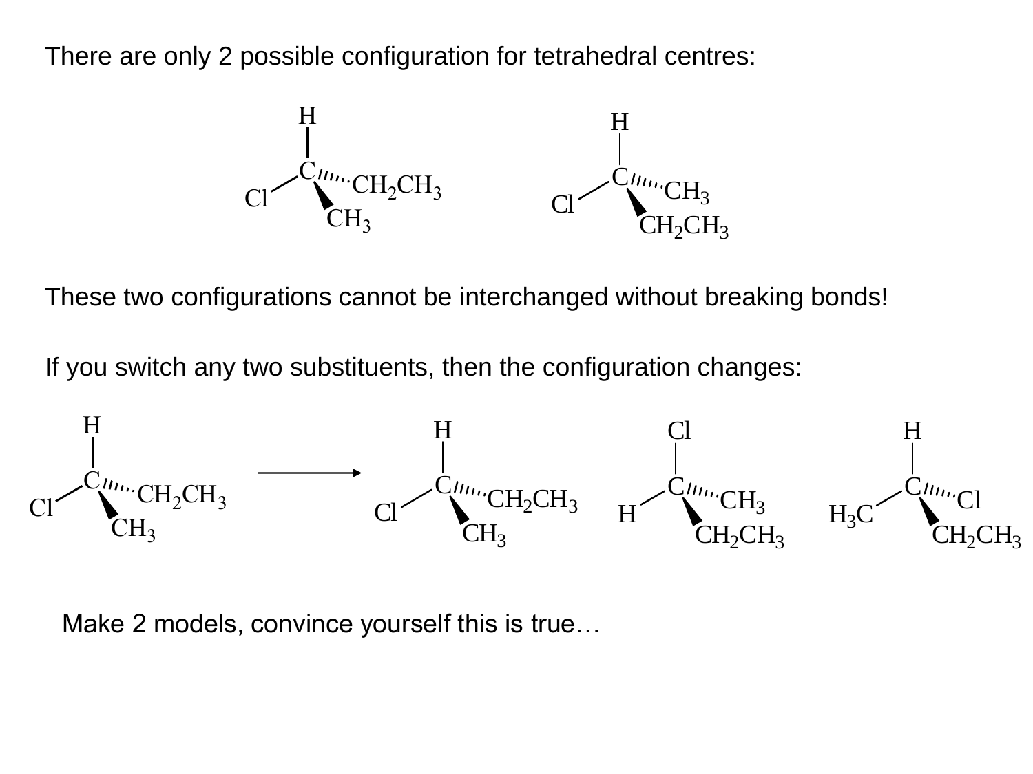There are only 2 possible configuration for tetrahedral centres:

These two configurations cannot be interchanged without breaking bonds!

If you switch any two substituents, then the configuration changes:

Make 2 models, convince yourself this is true…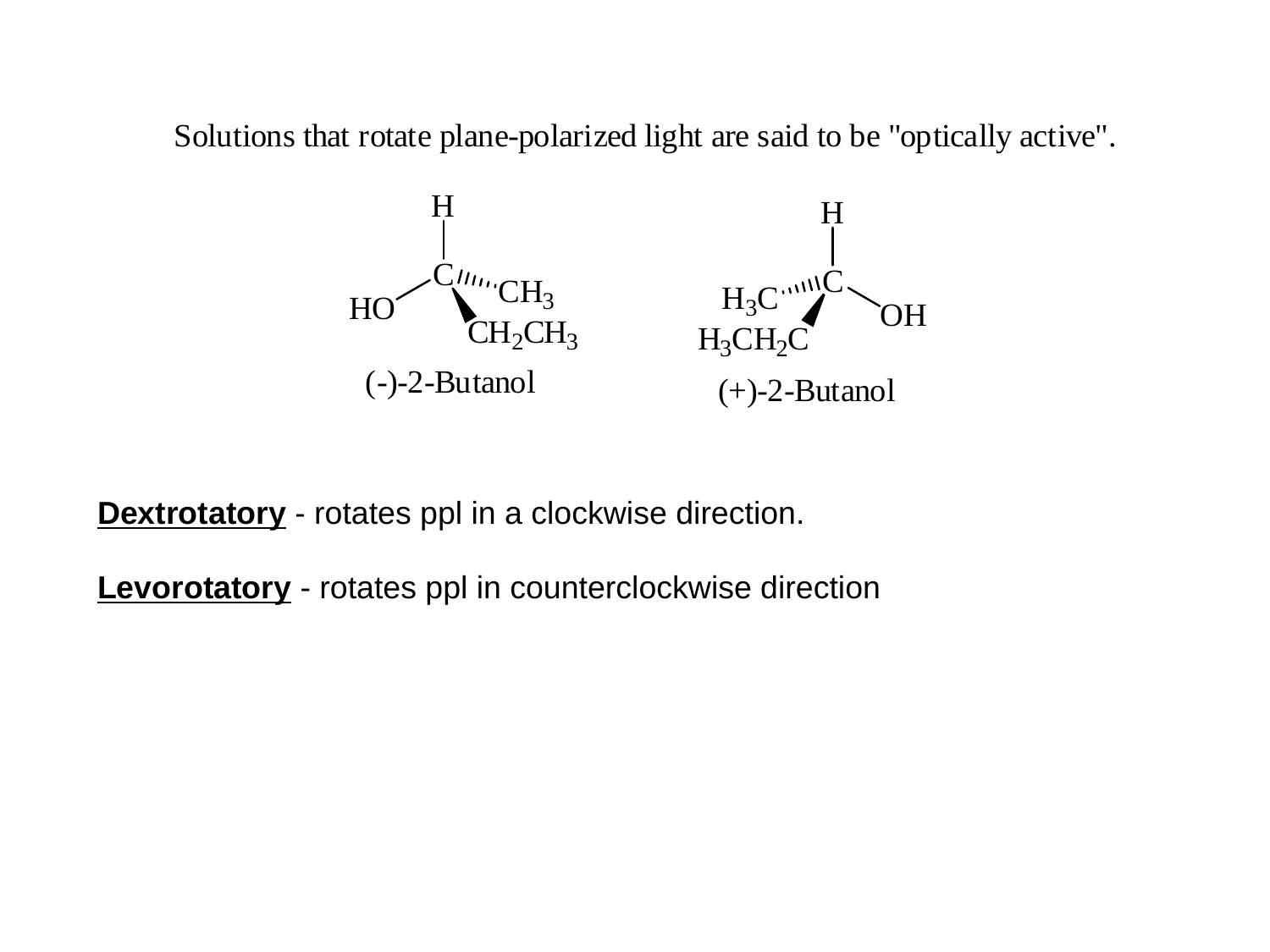Solutions that rotate plane-polarized light are said to be "optically active".

(-)-2-Butanol

(+)-2-Butanol

**Dextrotatory** - rotates ppl in a clockwise direction.

**Levorotatory** - rotates ppl in counterclockwise direction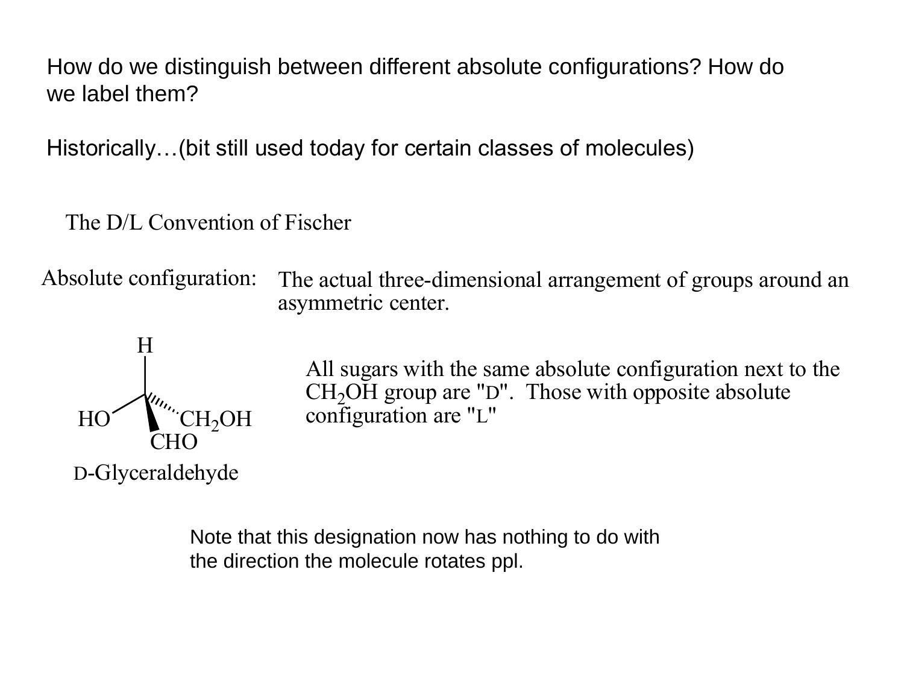How do we distinguish between different absolute configurations? How do we label them?

Historically…(bit still used today for certain classes of molecules)

## The D/L Convention of Fischer

**Absolute configuration:** The actual three-dimensional arrangement of groups around an asymmetric center.

H

HO    $CH_2OH$

CHO

D-Glyceraldehyde

All sugars with the same absolute configuration next to the $CH_2OH$ group are "D". Those with opposite absolute configuration are "L"

Note that this designation now has nothing to do with the direction the molecule rotates ppl.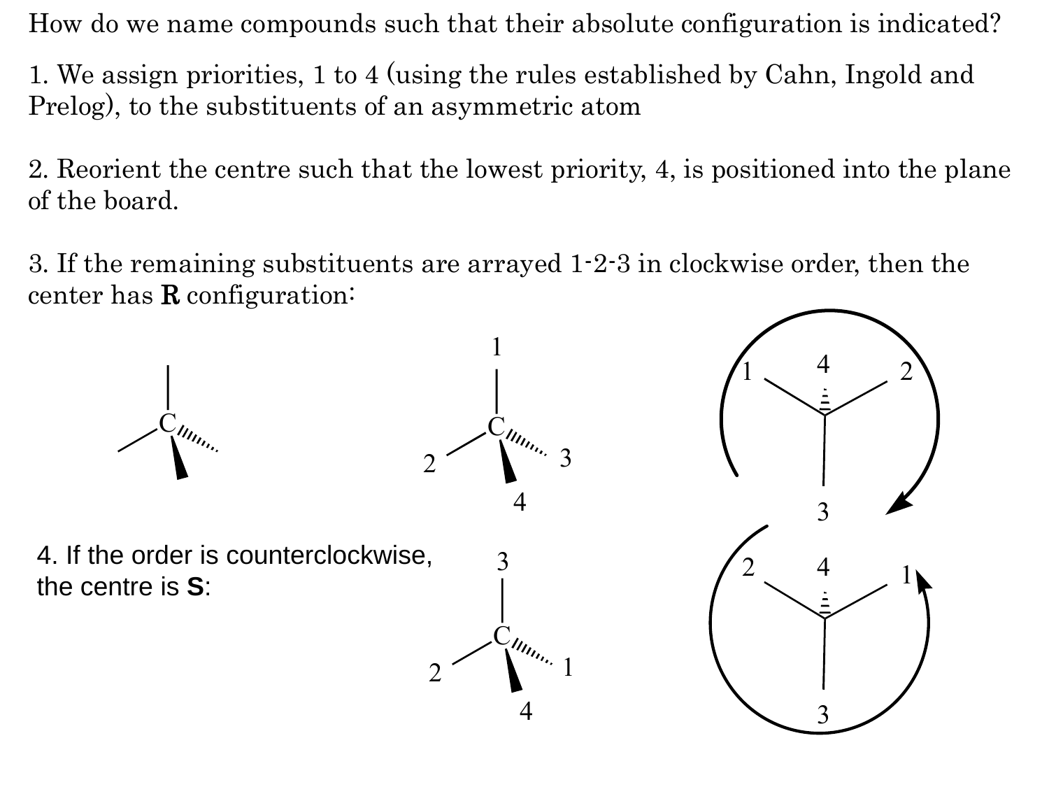How do we name compounds such that their absolute configuration is indicated?

1. We assign priorities, 1 to 4 (using the rules established by Cahn, Ingold and Prelog), to the substituents of an asymmetric atom

2. Reorient the centre such that the lowest priority, 4, is positioned into the plane of the board.

3. If the remaining substituents are arrayed 1-2-3 in clockwise order, then the center has **R** configuration:

4. If the order is counterclockwise, the centre is **S**: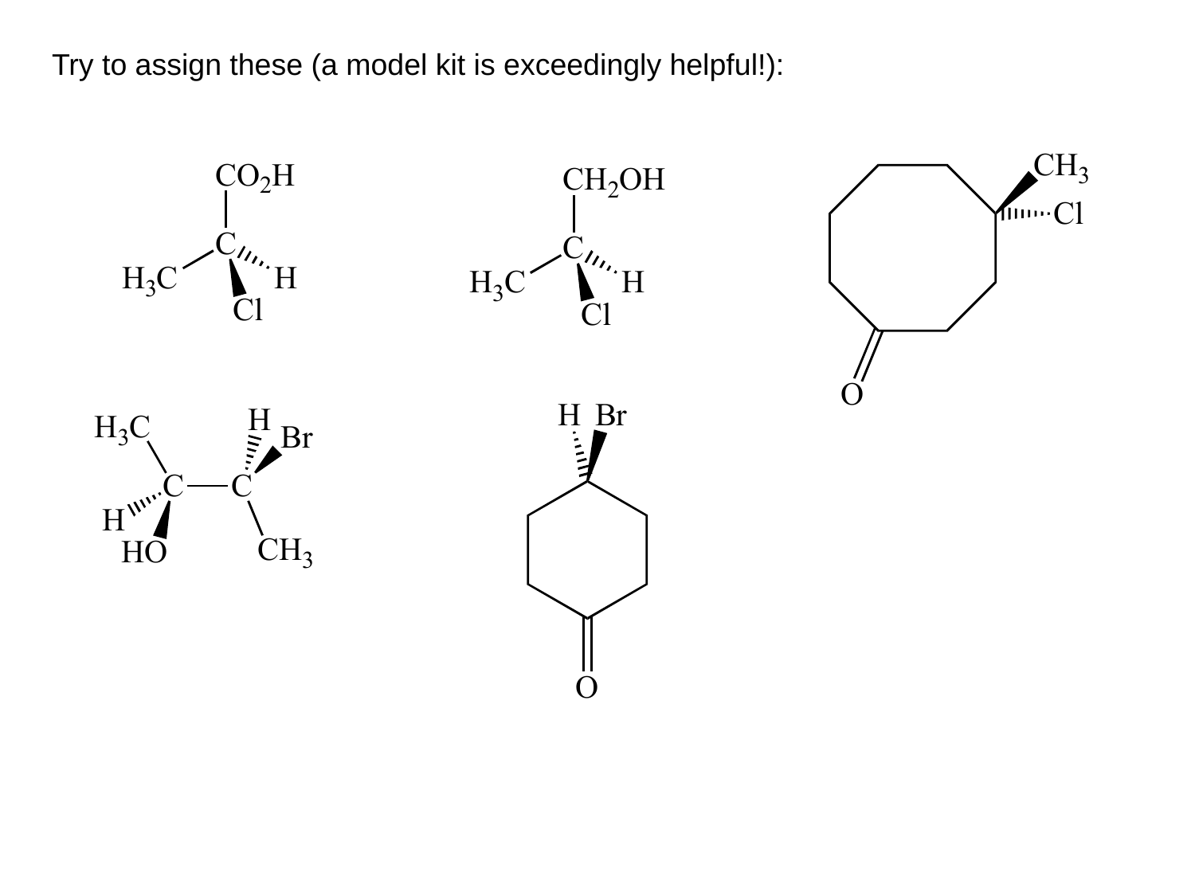Try to assign these (a model kit is exceedingly helpful!):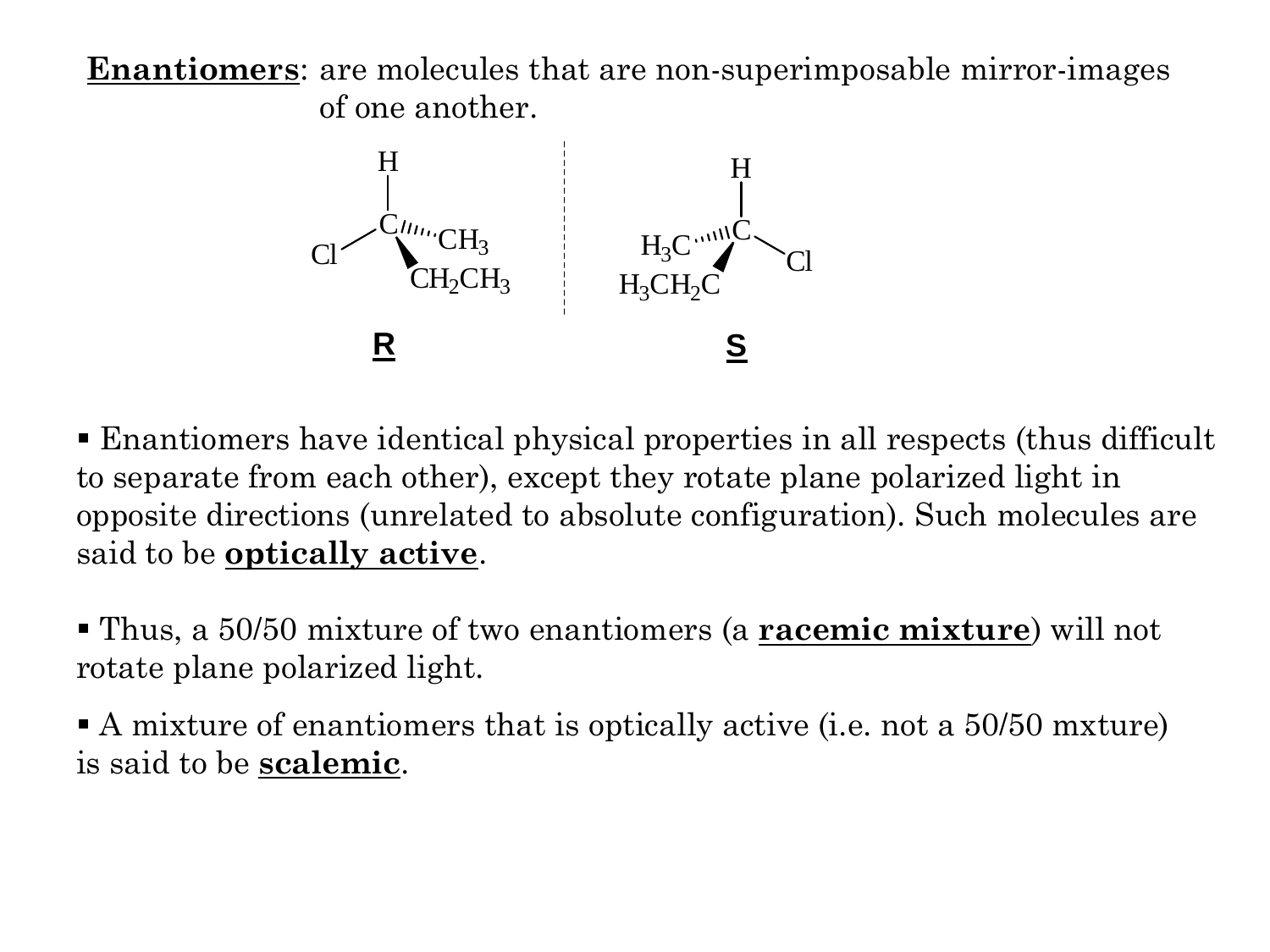**Enantiomers**: are molecules that are non-superimposable mirror-images of one another.

**R** **S**

▪ Enantiomers have identical physical properties in all respects (thus difficult to separate from each other), except they rotate plane polarized light in opposite directions (unrelated to absolute configuration). Such molecules are said to be **optically active**.

▪ Thus, a 50/50 mixture of two enantiomers (a **racemic mixture**) will not rotate plane polarized light.

▪ A mixture of enantiomers that is optically active (i.e. not a 50/50 mxture) is said to be **scalemic**.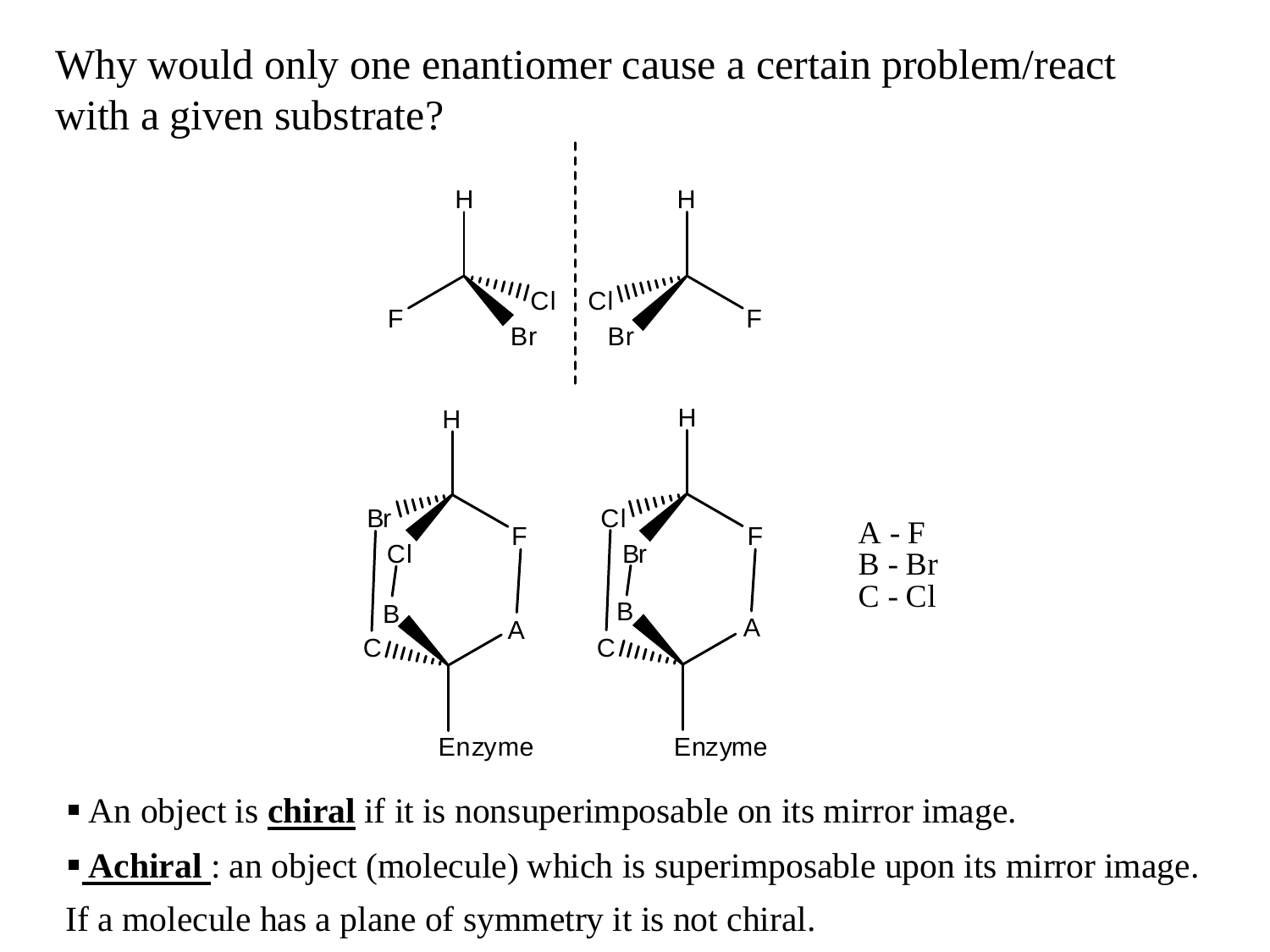Why would only one enantiomer cause a certain problem/react with a given substrate?

A - F
B - Br
C - Cl

- An object is **chiral** if it is nonsuperimposable on its mirror image.
- **Achiral** : an object (molecule) which is superimposable upon its mirror image.

If a molecule has a plane of symmetry it is not chiral.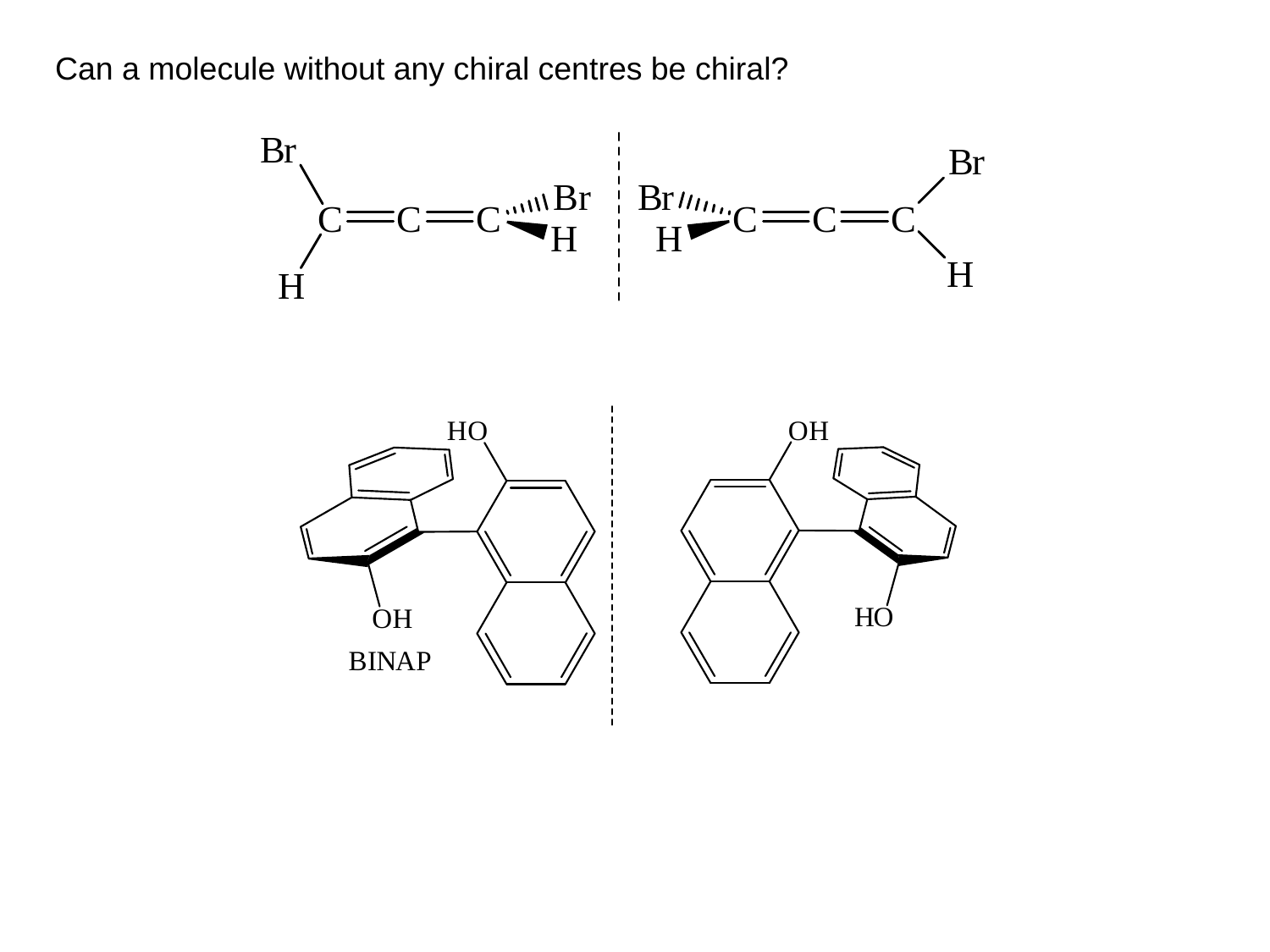Can a molecule without any chiral centres be chiral?

Br H C=C=C Br H | Br H C=C=C Br H

HO OH BINAP | OH HO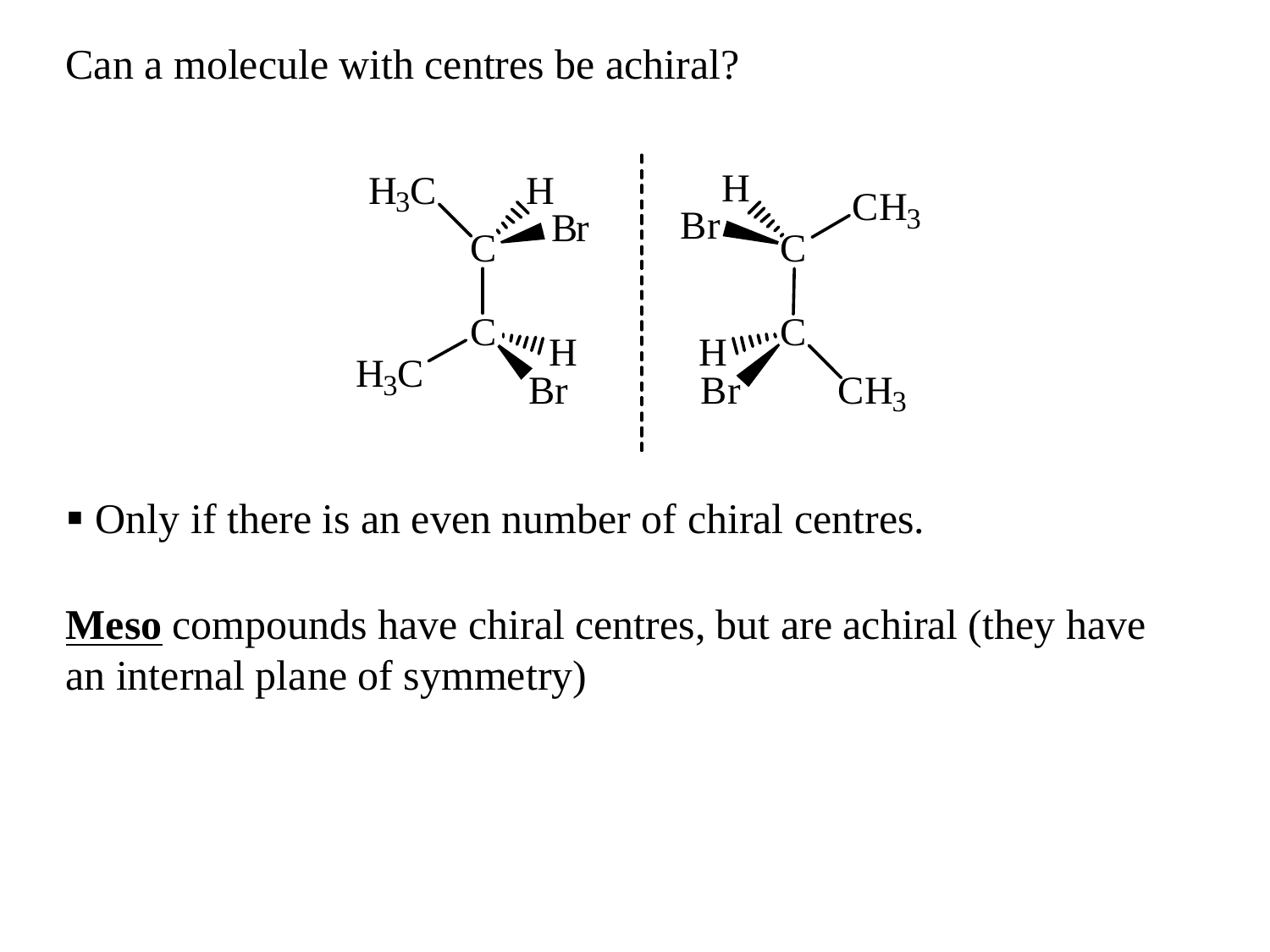Can a molecule with centres be achiral?

- Only if there is an even number of chiral centres.

**Meso** compounds have chiral centres, but are achiral (they have an internal plane of symmetry)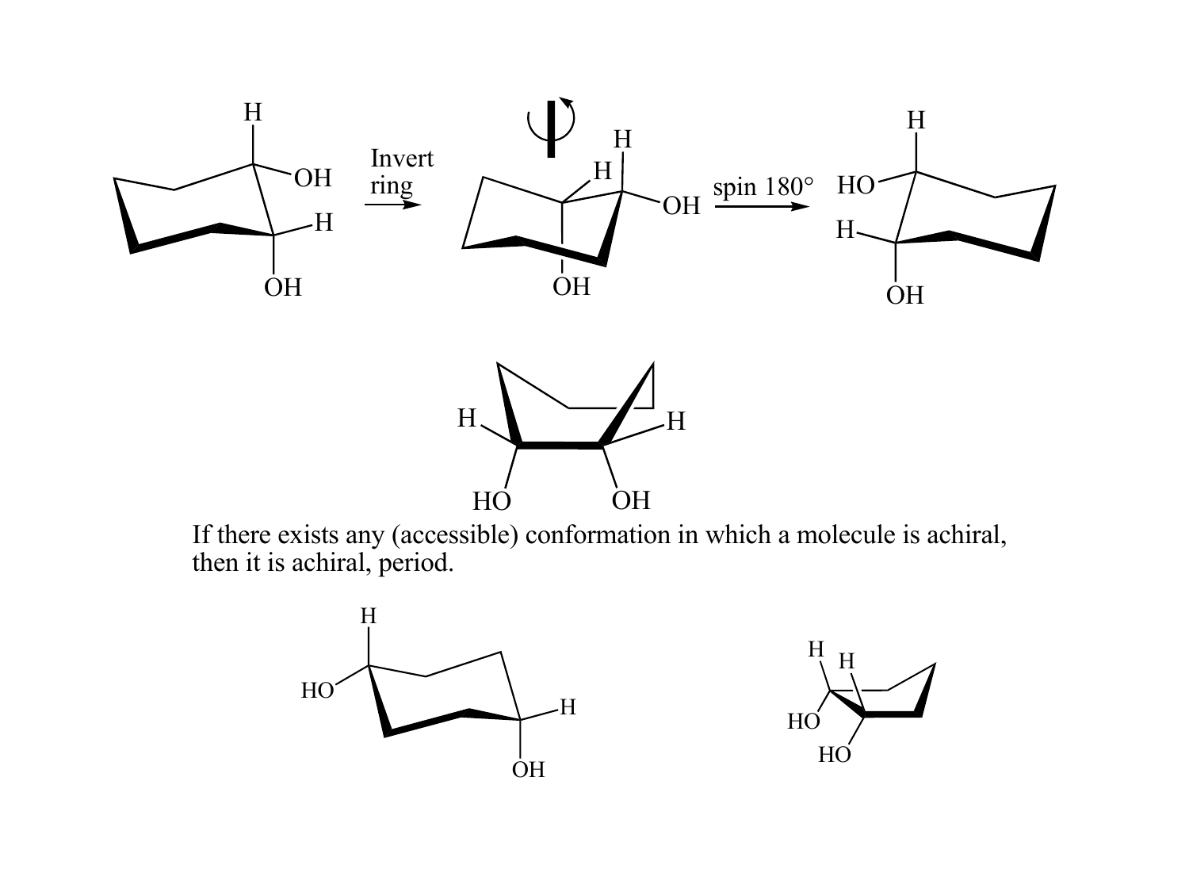Invert ring

spin 180°

If there exists any (accessible) conformation in which a molecule is achiral, then it is achiral, period.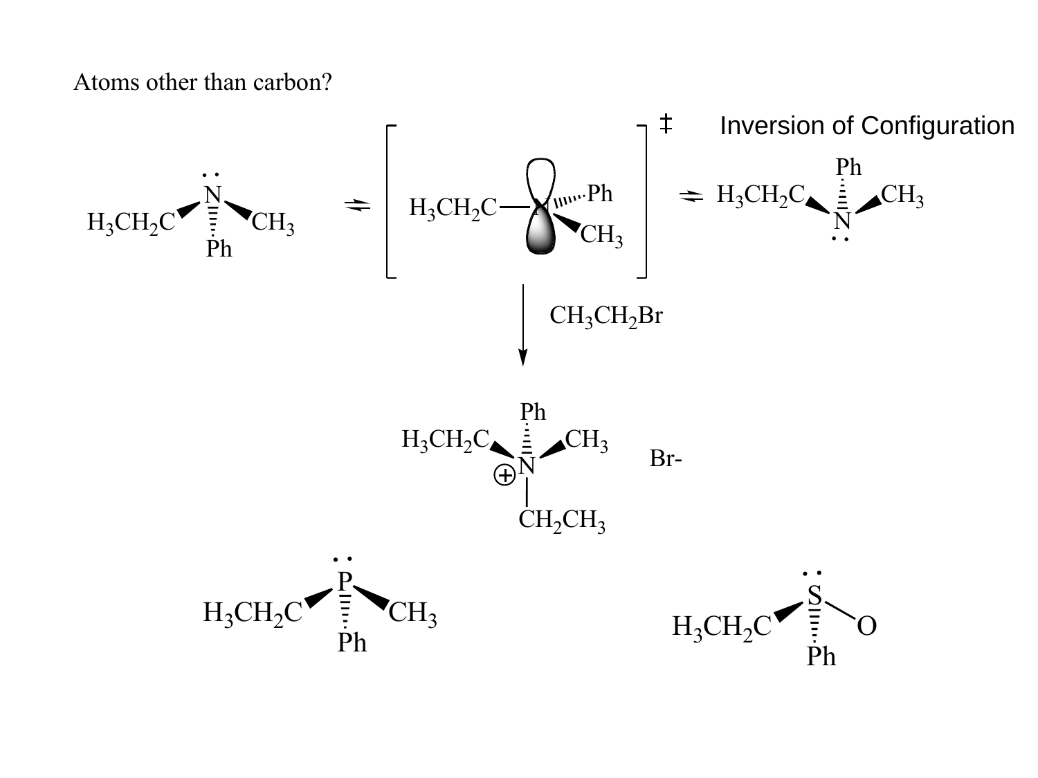Atoms other than carbon?

Inversion of Configuration

$H_3CH_2C$ ‡ $CH_3$ Ph

$CH_3CH_2Br$

Br-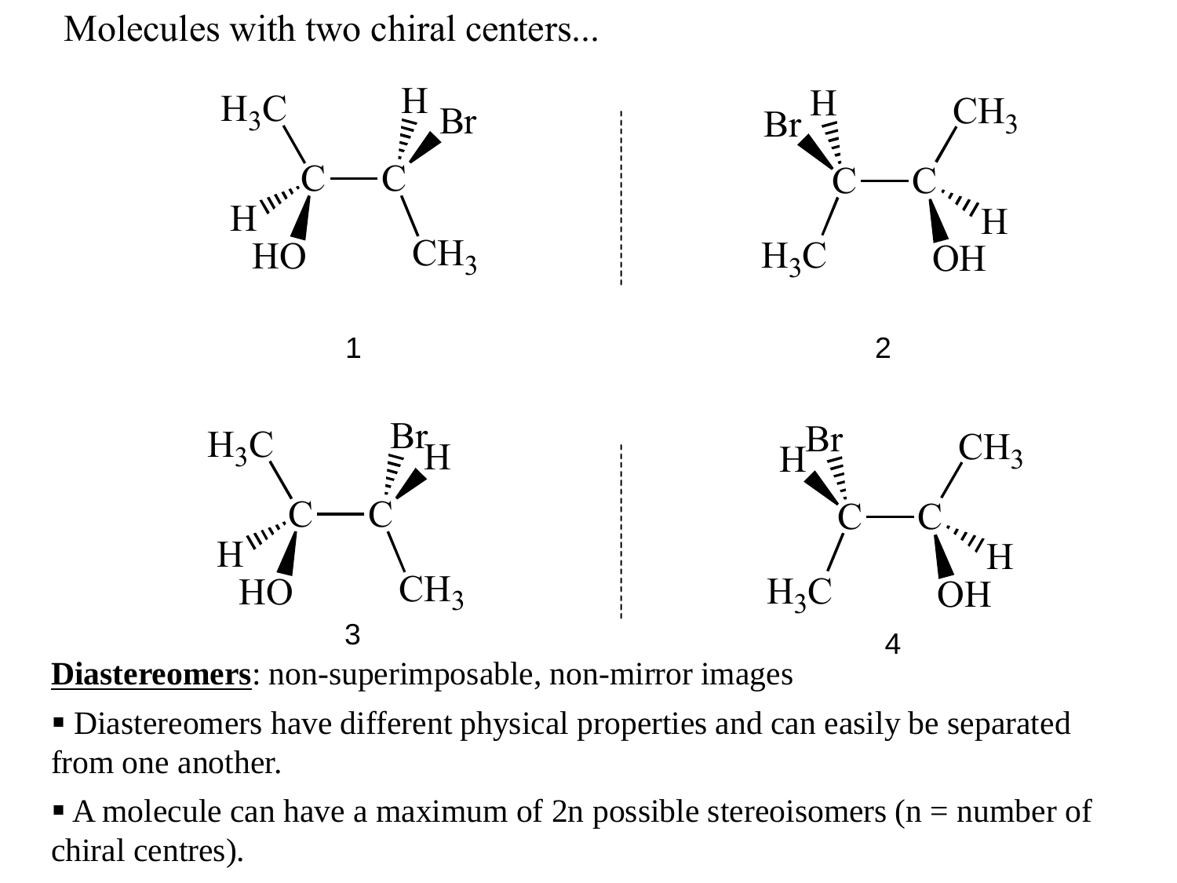Molecules with two chiral centers...

1

2

3

4

**Diastereomers**: non-superimposable, non-mirror images

- Diastereomers have different physical properties and can easily be separated from one another.
- A molecule can have a maximum of 2n possible stereoisomers (n = number of chiral centres).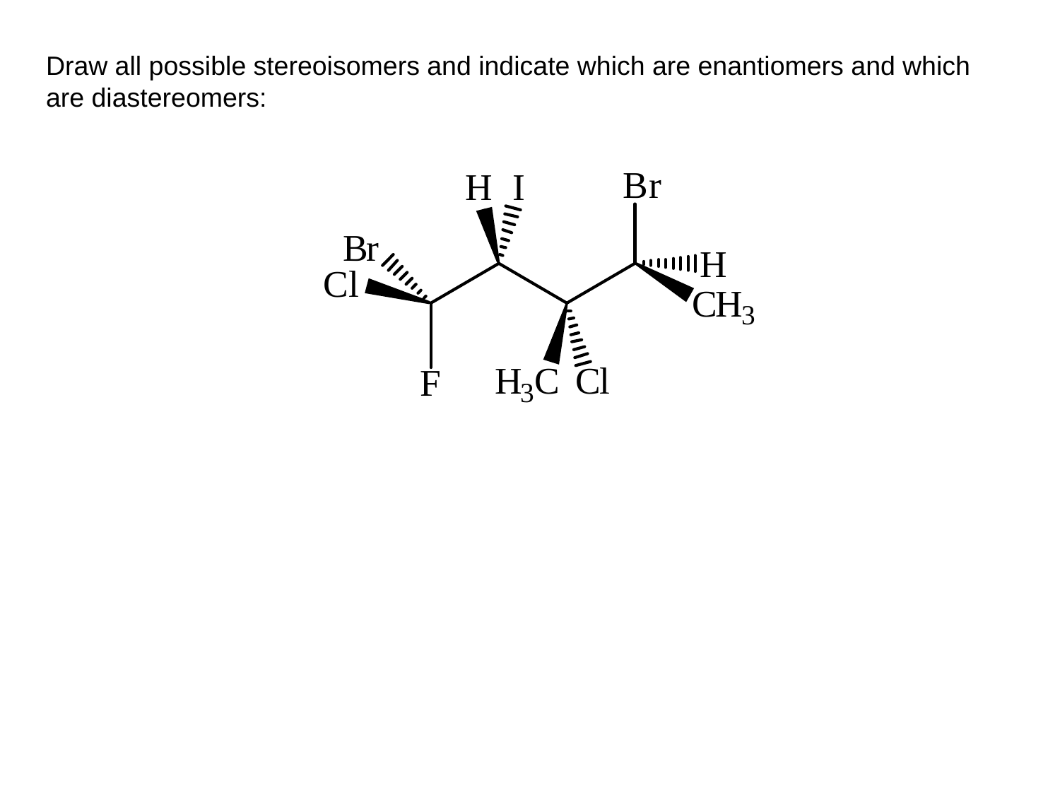Draw all possible stereoisomers and indicate which are enantiomers and which are diastereomers: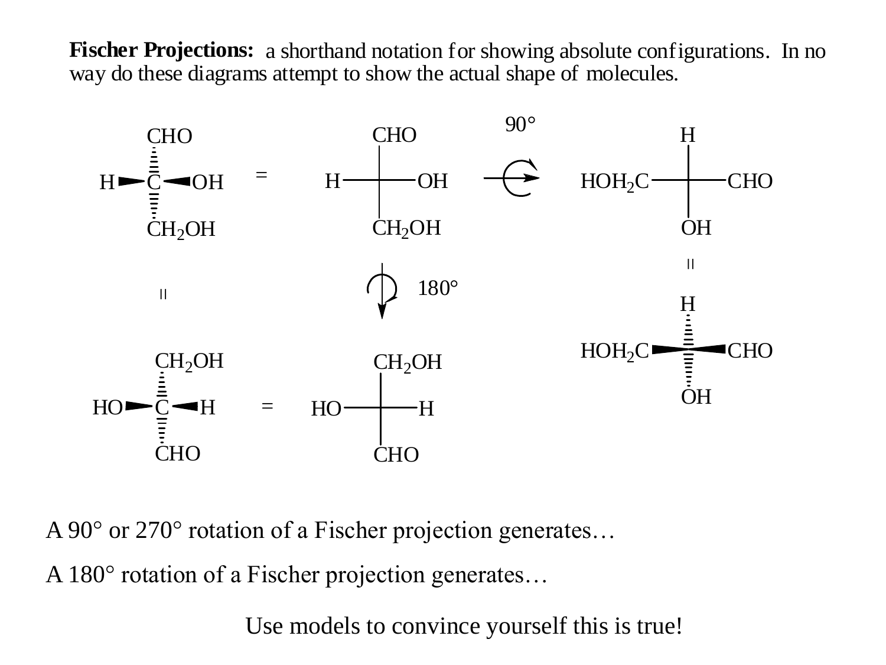**Fischer Projections:** a shorthand notation for showing absolute configurations. In no way do these diagrams attempt to show the actual shape of molecules.

A 90° or 270° rotation of a Fischer projection generates…

A 180° rotation of a Fischer projection generates…

Use models to convince yourself this is true!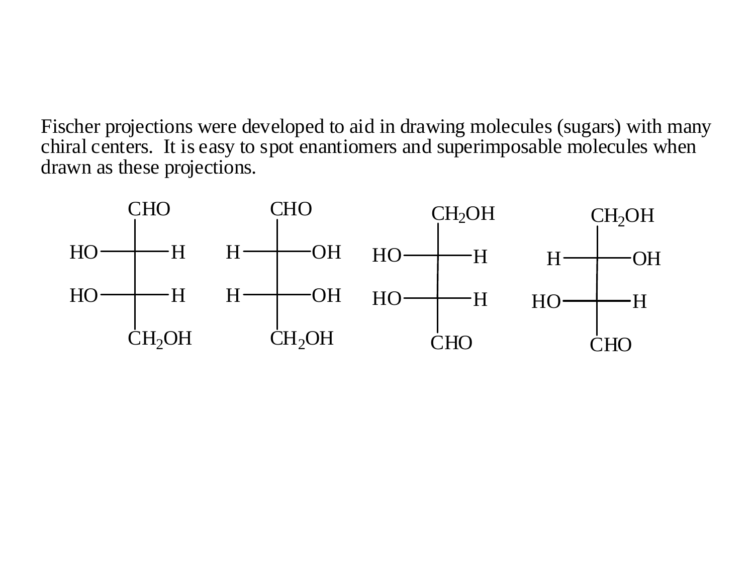Fischer projections were developed to aid in drawing molecules (sugars) with many chiral centers. It is easy to spot enantiomers and superimposable molecules when drawn as these projections.

```
        CHO                CHO               CH2OH              CH2OH
         |                  |                  |                  |
 HO -----+----- H   H ------+------ OH  HO ----+---- H    H ------+------ OH
         |                  |                  |                  |
 HO -----+----- H   H ------+------ OH  HO ----+---- H   HO ------+------ H
         |                  |                  |                  |
       CH2OH              CH2OH               CHO                CHO
```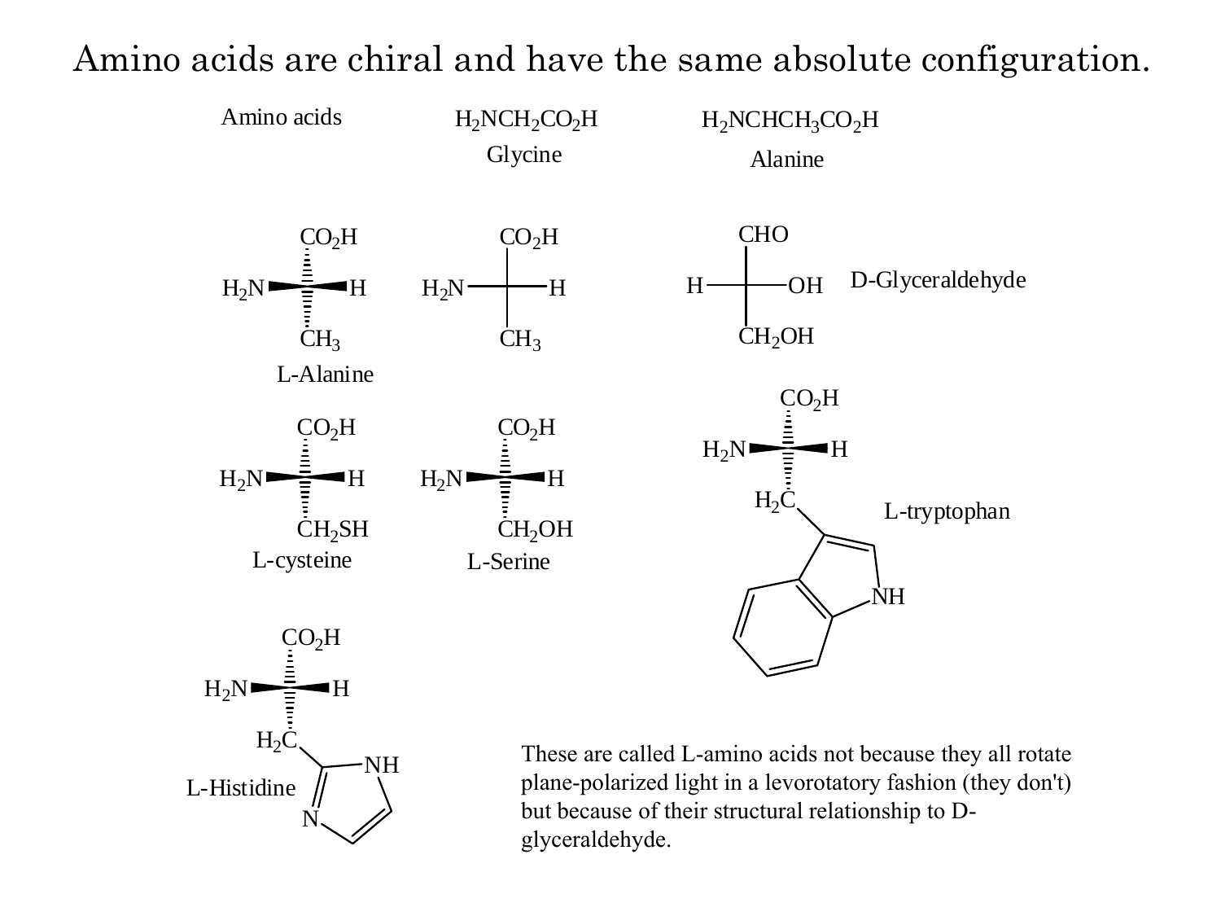# Amino acids are chiral and have the same absolute configuration.

Amino acids

$H_2NCH_2CO_2H$
Glycine

$H_2NCHCH_3CO_2H$
Alanine

L-Alanine

D-Glyceraldehyde

L-cysteine

L-Serine

L-tryptophan

L-Histidine

These are called L-amino acids not because they all rotate plane-polarized light in a levorotatory fashion (they don't) but because of their structural relationship to D-glyceraldehyde.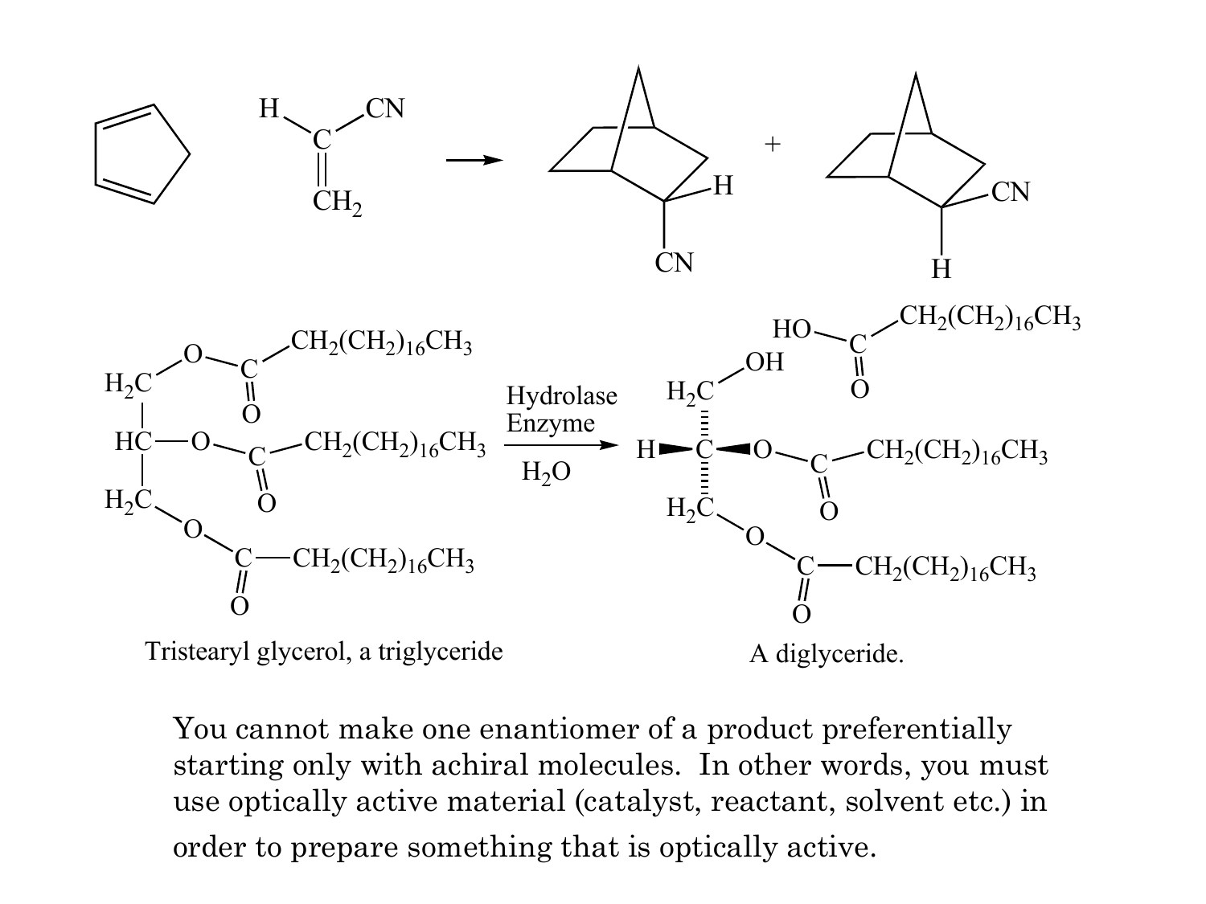Tristearyl glycerol, a triglyceride

Hydrolase Enzyme

$H_2O$

A diglyceride.

You cannot make one enantiomer of a product preferentially starting only with achiral molecules. In other words, you must use optically active material (catalyst, reactant, solvent etc.) in order to prepare something that is optically active.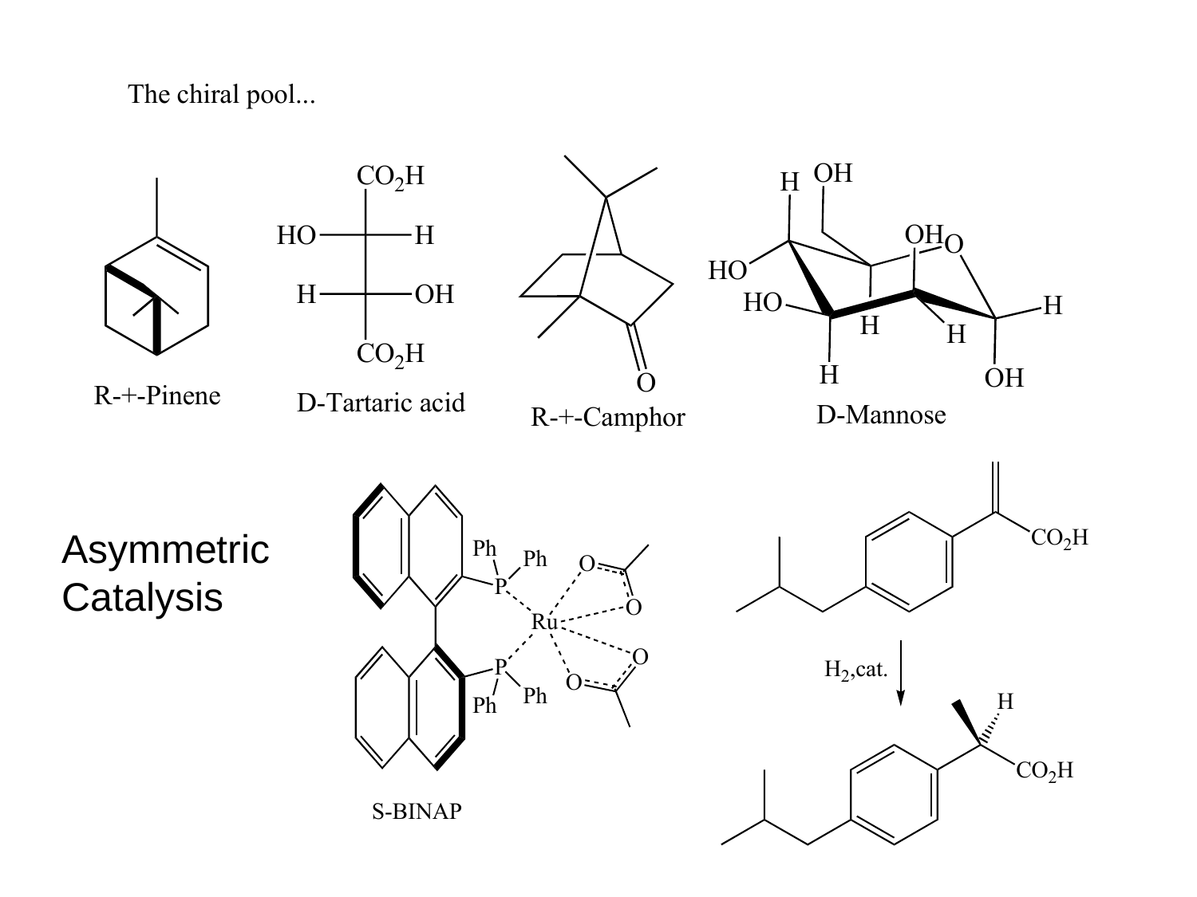The chiral pool...

R-+-Pinene

D-Tartaric acid

R-+-Camphor

D-Mannose

# Asymmetric Catalysis

S-BINAP

$H_2$,cat.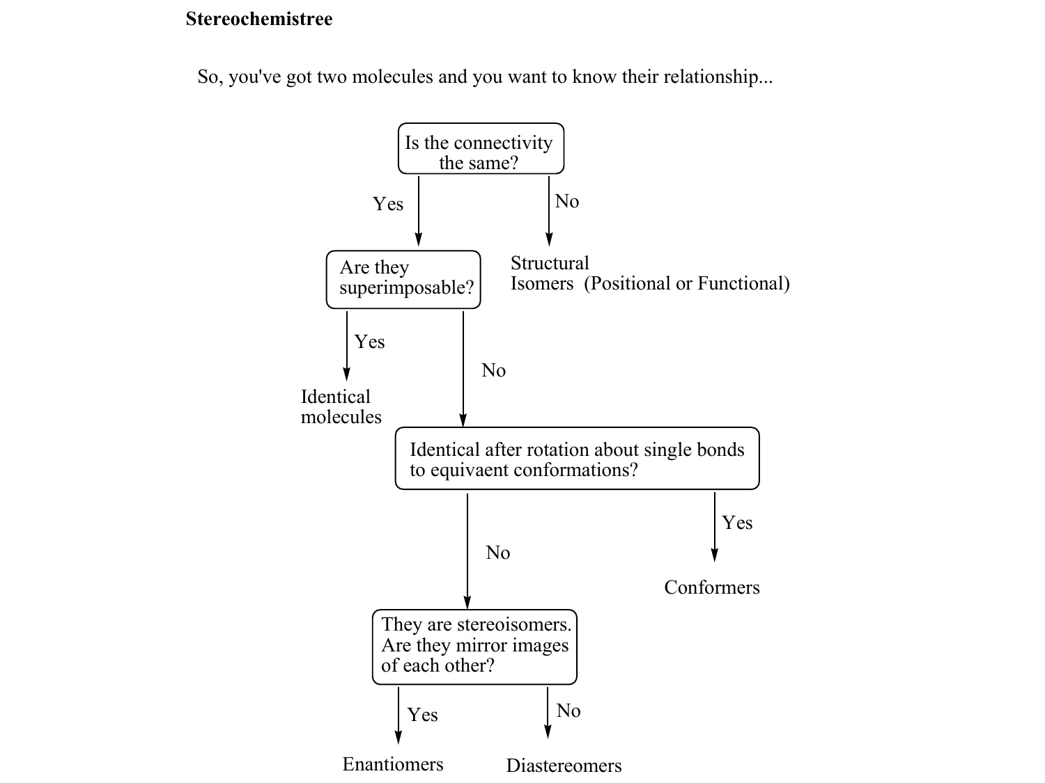**Stereochemistree**

So, you've got two molecules and you want to know their relationship...

Is the connectivity the same?

Yes

No

Structural Isomers (Positional or Functional)

Are they superimposable?

Yes

Identical molecules

No

Identical after rotation about single bonds to equivaent conformations?

Yes

Conformers

No

They are stereoisomers. Are they mirror images of each other?

Yes

Enantiomers

No

Diastereomers